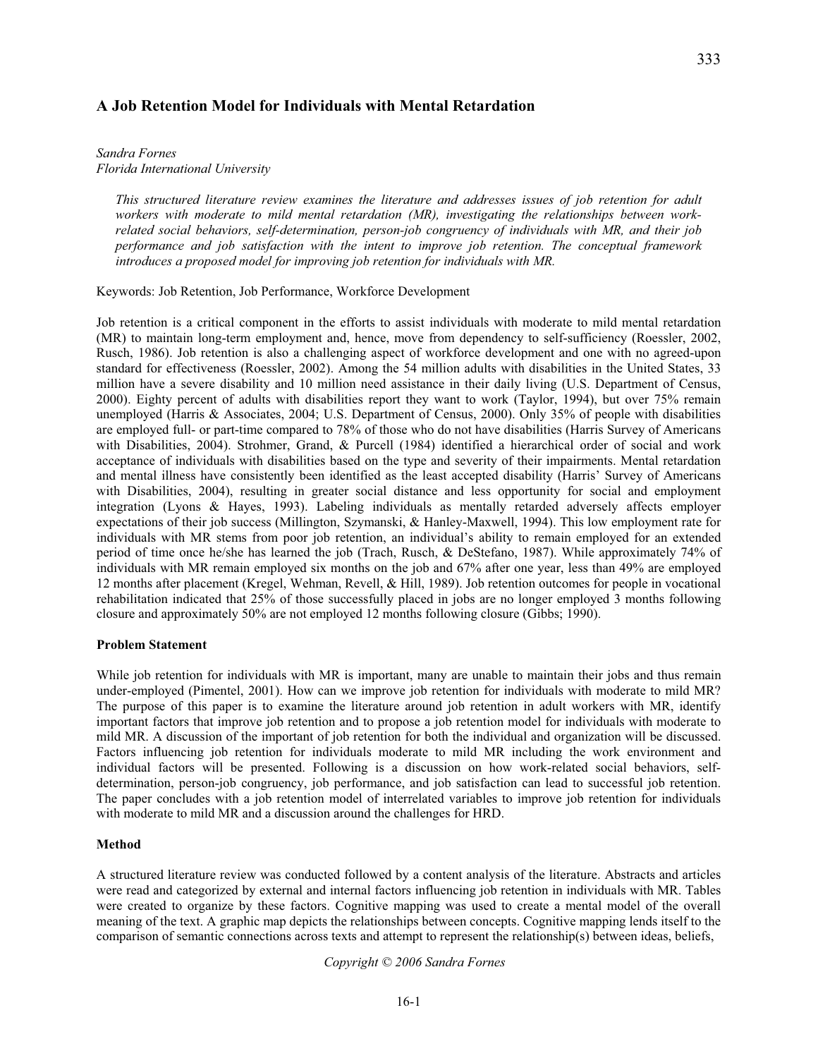# A Job Retention Model for Individuals with Mental Retardation

*Sandra Fornes*
*Florida International University*

*This structured literature review examines the literature and addresses issues of job retention for adult workers with moderate to mild mental retardation (MR), investigating the relationships between work-related social behaviors, self-determination, person-job congruency of individuals with MR, and their job performance and job satisfaction with the intent to improve job retention. The conceptual framework introduces a proposed model for improving job retention for individuals with MR.*

Keywords: Job Retention, Job Performance, Workforce Development

Job retention is a critical component in the efforts to assist individuals with moderate to mild mental retardation (MR) to maintain long-term employment and, hence, move from dependency to self-sufficiency (Roessler, 2002, Rusch, 1986). Job retention is also a challenging aspect of workforce development and one with no agreed-upon standard for effectiveness (Roessler, 2002). Among the 54 million adults with disabilities in the United States, 33 million have a severe disability and 10 million need assistance in their daily living (U.S. Department of Census, 2000). Eighty percent of adults with disabilities report they want to work (Taylor, 1994), but over 75% remain unemployed (Harris & Associates, 2004; U.S. Department of Census, 2000). Only 35% of people with disabilities are employed full- or part-time compared to 78% of those who do not have disabilities (Harris Survey of Americans with Disabilities, 2004). Strohmer, Grand, & Purcell (1984) identified a hierarchical order of social and work acceptance of individuals with disabilities based on the type and severity of their impairments. Mental retardation and mental illness have consistently been identified as the least accepted disability (Harris' Survey of Americans with Disabilities, 2004), resulting in greater social distance and less opportunity for social and employment integration (Lyons & Hayes, 1993). Labeling individuals as mentally retarded adversely affects employer expectations of their job success (Millington, Szymanski, & Hanley-Maxwell, 1994). This low employment rate for individuals with MR stems from poor job retention, an individual's ability to remain employed for an extended period of time once he/she has learned the job (Trach, Rusch, & DeStefano, 1987). While approximately 74% of individuals with MR remain employed six months on the job and 67% after one year, less than 49% are employed 12 months after placement (Kregel, Wehman, Revell, & Hill, 1989). Job retention outcomes for people in vocational rehabilitation indicated that 25% of those successfully placed in jobs are no longer employed 3 months following closure and approximately 50% are not employed 12 months following closure (Gibbs; 1990).

**Problem Statement**

While job retention for individuals with MR is important, many are unable to maintain their jobs and thus remain under-employed (Pimentel, 2001). How can we improve job retention for individuals with moderate to mild MR? The purpose of this paper is to examine the literature around job retention in adult workers with MR, identify important factors that improve job retention and to propose a job retention model for individuals with moderate to mild MR. A discussion of the important of job retention for both the individual and organization will be discussed. Factors influencing job retention for individuals moderate to mild MR including the work environment and individual factors will be presented. Following is a discussion on how work-related social behaviors, self-determination, person-job congruency, job performance, and job satisfaction can lead to successful job retention. The paper concludes with a job retention model of interrelated variables to improve job retention for individuals with moderate to mild MR and a discussion around the challenges for HRD.

**Method**

A structured literature review was conducted followed by a content analysis of the literature. Abstracts and articles were read and categorized by external and internal factors influencing job retention in individuals with MR. Tables were created to organize by these factors. Cognitive mapping was used to create a mental model of the overall meaning of the text. A graphic map depicts the relationships between concepts. Cognitive mapping lends itself to the comparison of semantic connections across texts and attempt to represent the relationship(s) between ideas, beliefs,

*Copyright © 2006 Sandra Fornes*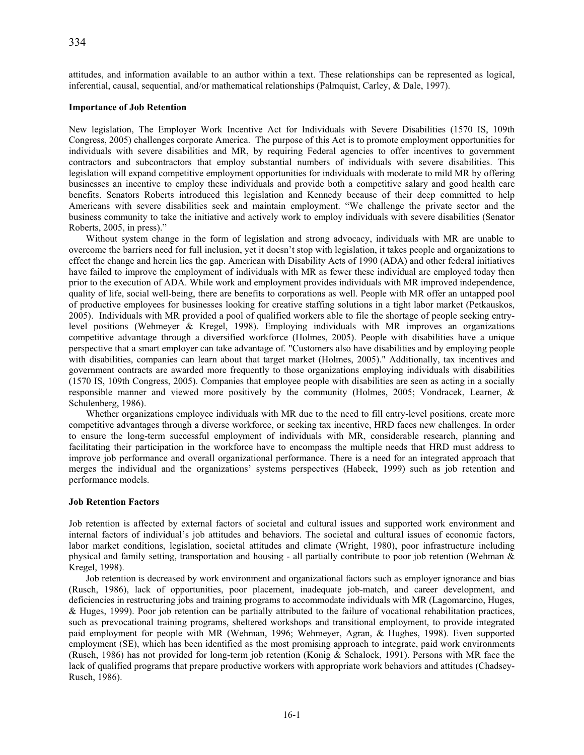attitudes, and information available to an author within a text. These relationships can be represented as logical, inferential, causal, sequential, and/or mathematical relationships (Palmquist, Carley, & Dale, 1997).

**Importance of Job Retention**

New legislation, The Employer Work Incentive Act for Individuals with Severe Disabilities (1570 IS, 109th Congress, 2005) challenges corporate America. The purpose of this Act is to promote employment opportunities for individuals with severe disabilities and MR, by requiring Federal agencies to offer incentives to government contractors and subcontractors that employ substantial numbers of individuals with severe disabilities. This legislation will expand competitive employment opportunities for individuals with moderate to mild MR by offering businesses an incentive to employ these individuals and provide both a competitive salary and good health care benefits. Senators Roberts introduced this legislation and Kennedy because of their deep committed to help Americans with severe disabilities seek and maintain employment. "We challenge the private sector and the business community to take the initiative and actively work to employ individuals with severe disabilities (Senator Roberts, 2005, in press)."

Without system change in the form of legislation and strong advocacy, individuals with MR are unable to overcome the barriers need for full inclusion, yet it doesn't stop with legislation, it takes people and organizations to effect the change and herein lies the gap. American with Disability Acts of 1990 (ADA) and other federal initiatives have failed to improve the employment of individuals with MR as fewer these individual are employed today then prior to the execution of ADA. While work and employment provides individuals with MR improved independence, quality of life, social well-being, there are benefits to corporations as well. People with MR offer an untapped pool of productive employees for businesses looking for creative staffing solutions in a tight labor market (Petkauskos, 2005). Individuals with MR provided a pool of qualified workers able to file the shortage of people seeking entry-level positions (Wehmeyer & Kregel, 1998). Employing individuals with MR improves an organizations competitive advantage through a diversified workforce (Holmes, 2005). People with disabilities have a unique perspective that a smart employer can take advantage of. "Customers also have disabilities and by employing people with disabilities, companies can learn about that target market (Holmes, 2005)." Additionally, tax incentives and government contracts are awarded more frequently to those organizations employing individuals with disabilities (1570 IS, 109th Congress, 2005). Companies that employee people with disabilities are seen as acting in a socially responsible manner and viewed more positively by the community (Holmes, 2005; Vondracek, Learner, & Schulenberg, 1986).

Whether organizations employee individuals with MR due to the need to fill entry-level positions, create more competitive advantages through a diverse workforce, or seeking tax incentive, HRD faces new challenges. In order to ensure the long-term successful employment of individuals with MR, considerable research, planning and facilitating their participation in the workforce have to encompass the multiple needs that HRD must address to improve job performance and overall organizational performance. There is a need for an integrated approach that merges the individual and the organizations' systems perspectives (Habeck, 1999) such as job retention and performance models.

**Job Retention Factors**

Job retention is affected by external factors of societal and cultural issues and supported work environment and internal factors of individual's job attitudes and behaviors. The societal and cultural issues of economic factors, labor market conditions, legislation, societal attitudes and climate (Wright, 1980), poor infrastructure including physical and family setting, transportation and housing - all partially contribute to poor job retention (Wehman & Kregel, 1998).

Job retention is decreased by work environment and organizational factors such as employer ignorance and bias (Rusch, 1986), lack of opportunities, poor placement, inadequate job-match, and career development, and deficiencies in restructuring jobs and training programs to accommodate individuals with MR (Lagomarcino, Huges, & Huges, 1999). Poor job retention can be partially attributed to the failure of vocational rehabilitation practices, such as prevocational training programs, sheltered workshops and transitional employment, to provide integrated paid employment for people with MR (Wehman, 1996; Wehmeyer, Agran, & Hughes, 1998). Even supported employment (SE), which has been identified as the most promising approach to integrate, paid work environments (Rusch, 1986) has not provided for long-term job retention (Konig & Schalock, 1991). Persons with MR face the lack of qualified programs that prepare productive workers with appropriate work behaviors and attitudes (Chadsey-Rusch, 1986).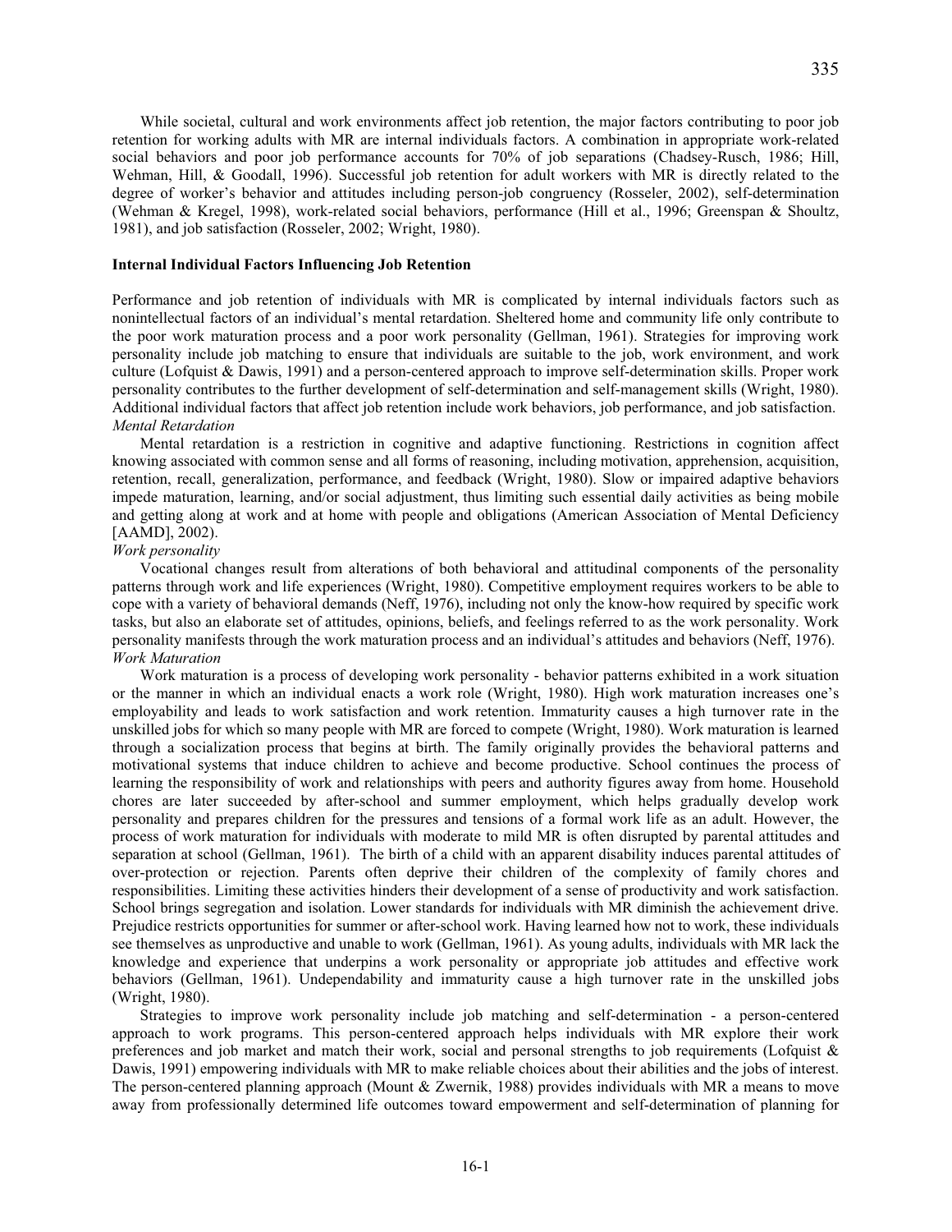While societal, cultural and work environments affect job retention, the major factors contributing to poor job retention for working adults with MR are internal individuals factors. A combination in appropriate work-related social behaviors and poor job performance accounts for 70% of job separations (Chadsey-Rusch, 1986; Hill, Wehman, Hill, & Goodall, 1996). Successful job retention for adult workers with MR is directly related to the degree of worker's behavior and attitudes including person-job congruency (Rosseler, 2002), self-determination (Wehman & Kregel, 1998), work-related social behaviors, performance (Hill et al., 1996; Greenspan & Shoultz, 1981), and job satisfaction (Rosseler, 2002; Wright, 1980).

### Internal Individual Factors Influencing Job Retention

Performance and job retention of individuals with MR is complicated by internal individuals factors such as nonintellectual factors of an individual's mental retardation. Sheltered home and community life only contribute to the poor work maturation process and a poor work personality (Gellman, 1961). Strategies for improving work personality include job matching to ensure that individuals are suitable to the job, work environment, and work culture (Lofquist & Dawis, 1991) and a person-centered approach to improve self-determination skills. Proper work personality contributes to the further development of self-determination and self-management skills (Wright, 1980). Additional individual factors that affect job retention include work behaviors, job performance, and job satisfaction.

*Mental Retardation*

Mental retardation is a restriction in cognitive and adaptive functioning. Restrictions in cognition affect knowing associated with common sense and all forms of reasoning, including motivation, apprehension, acquisition, retention, recall, generalization, performance, and feedback (Wright, 1980). Slow or impaired adaptive behaviors impede maturation, learning, and/or social adjustment, thus limiting such essential daily activities as being mobile and getting along at work and at home with people and obligations (American Association of Mental Deficiency [AAMD], 2002).

*Work personality*

Vocational changes result from alterations of both behavioral and attitudinal components of the personality patterns through work and life experiences (Wright, 1980). Competitive employment requires workers to be able to cope with a variety of behavioral demands (Neff, 1976), including not only the know-how required by specific work tasks, but also an elaborate set of attitudes, opinions, beliefs, and feelings referred to as the work personality. Work personality manifests through the work maturation process and an individual's attitudes and behaviors (Neff, 1976).

*Work Maturation*

Work maturation is a process of developing work personality - behavior patterns exhibited in a work situation or the manner in which an individual enacts a work role (Wright, 1980). High work maturation increases one's employability and leads to work satisfaction and work retention. Immaturity causes a high turnover rate in the unskilled jobs for which so many people with MR are forced to compete (Wright, 1980). Work maturation is learned through a socialization process that begins at birth. The family originally provides the behavioral patterns and motivational systems that induce children to achieve and become productive. School continues the process of learning the responsibility of work and relationships with peers and authority figures away from home. Household chores are later succeeded by after-school and summer employment, which helps gradually develop work personality and prepares children for the pressures and tensions of a formal work life as an adult. However, the process of work maturation for individuals with moderate to mild MR is often disrupted by parental attitudes and separation at school (Gellman, 1961). The birth of a child with an apparent disability induces parental attitudes of over-protection or rejection. Parents often deprive their children of the complexity of family chores and responsibilities. Limiting these activities hinders their development of a sense of productivity and work satisfaction. School brings segregation and isolation. Lower standards for individuals with MR diminish the achievement drive. Prejudice restricts opportunities for summer or after-school work. Having learned how not to work, these individuals see themselves as unproductive and unable to work (Gellman, 1961). As young adults, individuals with MR lack the knowledge and experience that underpins a work personality or appropriate job attitudes and effective work behaviors (Gellman, 1961). Undependability and immaturity cause a high turnover rate in the unskilled jobs (Wright, 1980).

Strategies to improve work personality include job matching and self-determination - a person-centered approach to work programs. This person-centered approach helps individuals with MR explore their work preferences and job market and match their work, social and personal strengths to job requirements (Lofquist & Dawis, 1991) empowering individuals with MR to make reliable choices about their abilities and the jobs of interest. The person-centered planning approach (Mount & Zwernik, 1988) provides individuals with MR a means to move away from professionally determined life outcomes toward empowerment and self-determination of planning for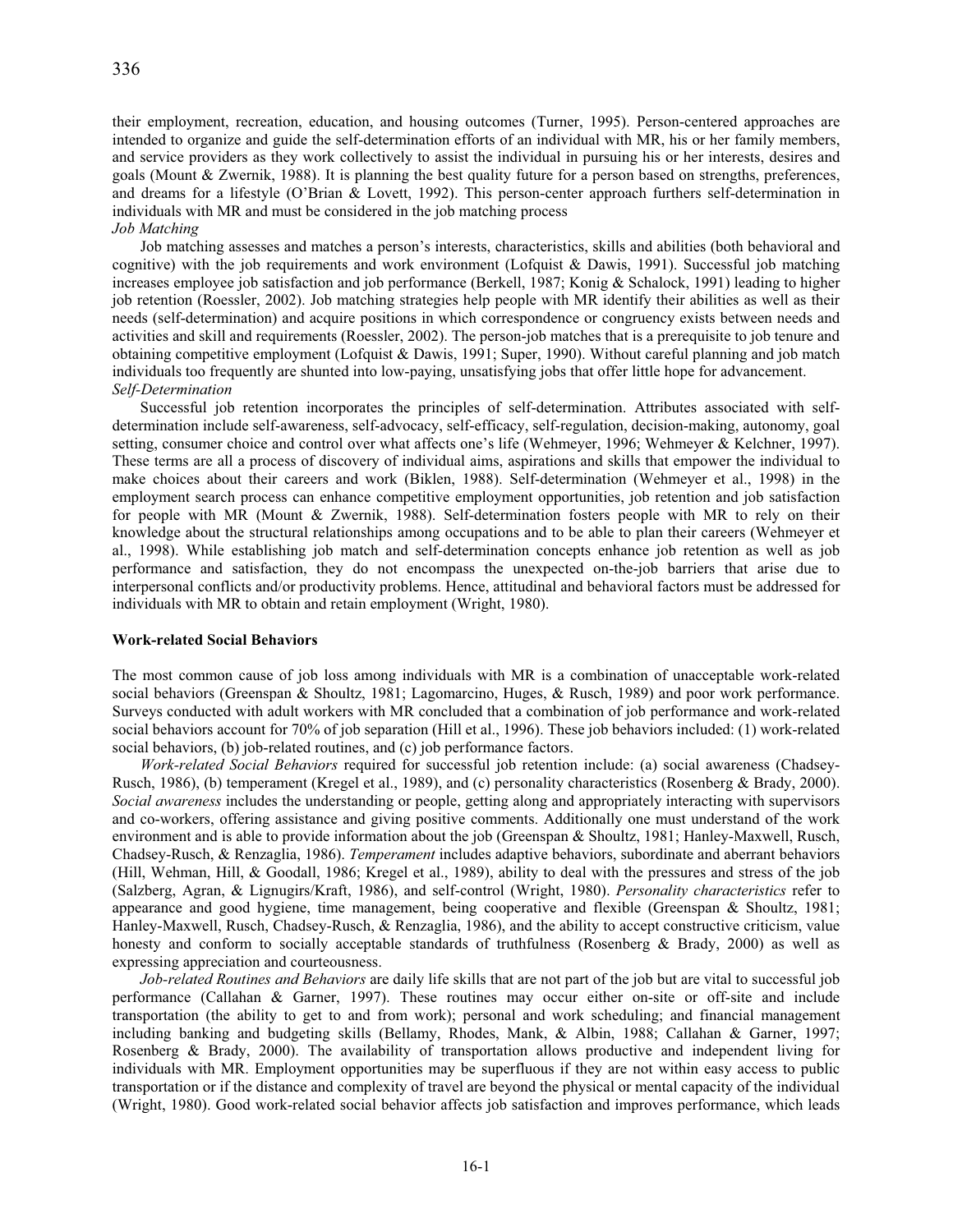their employment, recreation, education, and housing outcomes (Turner, 1995). Person-centered approaches are intended to organize and guide the self-determination efforts of an individual with MR, his or her family members, and service providers as they work collectively to assist the individual in pursuing his or her interests, desires and goals (Mount & Zwernik, 1988). It is planning the best quality future for a person based on strengths, preferences, and dreams for a lifestyle (O'Brian & Lovett, 1992). This person-center approach furthers self-determination in individuals with MR and must be considered in the job matching process

*Job Matching*

Job matching assesses and matches a person's interests, characteristics, skills and abilities (both behavioral and cognitive) with the job requirements and work environment (Lofquist & Dawis, 1991). Successful job matching increases employee job satisfaction and job performance (Berkell, 1987; Konig & Schalock, 1991) leading to higher job retention (Roessler, 2002). Job matching strategies help people with MR identify their abilities as well as their needs (self-determination) and acquire positions in which correspondence or congruency exists between needs and activities and skill and requirements (Roessler, 2002). The person-job matches that is a prerequisite to job tenure and obtaining competitive employment (Lofquist & Dawis, 1991; Super, 1990). Without careful planning and job match individuals too frequently are shunted into low-paying, unsatisfying jobs that offer little hope for advancement.

*Self-Determination*

Successful job retention incorporates the principles of self-determination. Attributes associated with self-determination include self-awareness, self-advocacy, self-efficacy, self-regulation, decision-making, autonomy, goal setting, consumer choice and control over what affects one's life (Wehmeyer, 1996; Wehmeyer & Kelchner, 1997). These terms are all a process of discovery of individual aims, aspirations and skills that empower the individual to make choices about their careers and work (Biklen, 1988). Self-determination (Wehmeyer et al., 1998) in the employment search process can enhance competitive employment opportunities, job retention and job satisfaction for people with MR (Mount & Zwernik, 1988). Self-determination fosters people with MR to rely on their knowledge about the structural relationships among occupations and to be able to plan their careers (Wehmeyer et al., 1998). While establishing job match and self-determination concepts enhance job retention as well as job performance and satisfaction, they do not encompass the unexpected on-the-job barriers that arise due to interpersonal conflicts and/or productivity problems. Hence, attitudinal and behavioral factors must be addressed for individuals with MR to obtain and retain employment (Wright, 1980).

**Work-related Social Behaviors**

The most common cause of job loss among individuals with MR is a combination of unacceptable work-related social behaviors (Greenspan & Shoultz, 1981; Lagomarcino, Huges, & Rusch, 1989) and poor work performance. Surveys conducted with adult workers with MR concluded that a combination of job performance and work-related social behaviors account for 70% of job separation (Hill et al., 1996). These job behaviors included: (1) work-related social behaviors, (b) job-related routines, and (c) job performance factors.

*Work-related Social Behaviors* required for successful job retention include: (a) social awareness (Chadsey-Rusch, 1986), (b) temperament (Kregel et al., 1989), and (c) personality characteristics (Rosenberg & Brady, 2000). *Social awareness* includes the understanding or people, getting along and appropriately interacting with supervisors and co-workers, offering assistance and giving positive comments. Additionally one must understand of the work environment and is able to provide information about the job (Greenspan & Shoultz, 1981; Hanley-Maxwell, Rusch, Chadsey-Rusch, & Renzaglia, 1986). *Temperament* includes adaptive behaviors, subordinate and aberrant behaviors (Hill, Wehman, Hill, & Goodall, 1986; Kregel et al., 1989), ability to deal with the pressures and stress of the job (Salzberg, Agran, & Lignugirs/Kraft, 1986), and self-control (Wright, 1980). *Personality characteristics* refer to appearance and good hygiene, time management, being cooperative and flexible (Greenspan & Shoultz, 1981; Hanley-Maxwell, Rusch, Chadsey-Rusch, & Renzaglia, 1986), and the ability to accept constructive criticism, value honesty and conform to socially acceptable standards of truthfulness (Rosenberg & Brady, 2000) as well as expressing appreciation and courteousness.

*Job-related Routines and Behaviors* are daily life skills that are not part of the job but are vital to successful job performance (Callahan & Garner, 1997). These routines may occur either on-site or off-site and include transportation (the ability to get to and from work); personal and work scheduling; and financial management including banking and budgeting skills (Bellamy, Rhodes, Mank, & Albin, 1988; Callahan & Garner, 1997; Rosenberg & Brady, 2000). The availability of transportation allows productive and independent living for individuals with MR. Employment opportunities may be superfluous if they are not within easy access to public transportation or if the distance and complexity of travel are beyond the physical or mental capacity of the individual (Wright, 1980). Good work-related social behavior affects job satisfaction and improves performance, which leads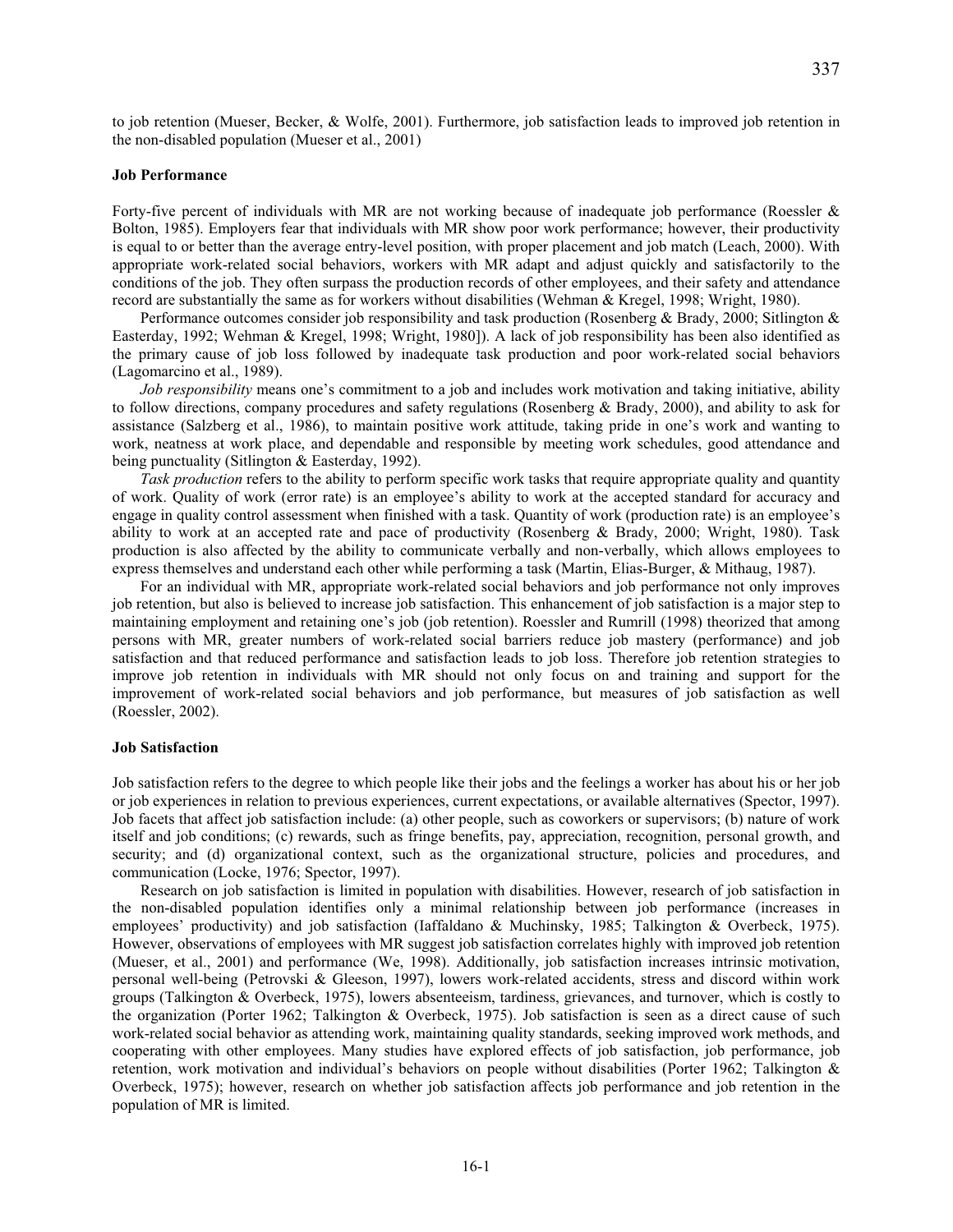to job retention (Mueser, Becker, & Wolfe, 2001). Furthermore, job satisfaction leads to improved job retention in the non-disabled population (Mueser et al., 2001)

### Job Performance

Forty-five percent of individuals with MR are not working because of inadequate job performance (Roessler & Bolton, 1985). Employers fear that individuals with MR show poor work performance; however, their productivity is equal to or better than the average entry-level position, with proper placement and job match (Leach, 2000). With appropriate work-related social behaviors, workers with MR adapt and adjust quickly and satisfactorily to the conditions of the job. They often surpass the production records of other employees, and their safety and attendance record are substantially the same as for workers without disabilities (Wehman & Kregel, 1998; Wright, 1980).

Performance outcomes consider job responsibility and task production (Rosenberg & Brady, 2000; Sitlington & Easterday, 1992; Wehman & Kregel, 1998; Wright, 1980]). A lack of job responsibility has been also identified as the primary cause of job loss followed by inadequate task production and poor work-related social behaviors (Lagomarcino et al., 1989).

*Job responsibility* means one's commitment to a job and includes work motivation and taking initiative, ability to follow directions, company procedures and safety regulations (Rosenberg & Brady, 2000), and ability to ask for assistance (Salzberg et al., 1986), to maintain positive work attitude, taking pride in one's work and wanting to work, neatness at work place, and dependable and responsible by meeting work schedules, good attendance and being punctuality (Sitlington & Easterday, 1992).

*Task production* refers to the ability to perform specific work tasks that require appropriate quality and quantity of work. Quality of work (error rate) is an employee's ability to work at the accepted standard for accuracy and engage in quality control assessment when finished with a task. Quantity of work (production rate) is an employee's ability to work at an accepted rate and pace of productivity (Rosenberg & Brady, 2000; Wright, 1980). Task production is also affected by the ability to communicate verbally and non-verbally, which allows employees to express themselves and understand each other while performing a task (Martin, Elias-Burger, & Mithaug, 1987).

For an individual with MR, appropriate work-related social behaviors and job performance not only improves job retention, but also is believed to increase job satisfaction. This enhancement of job satisfaction is a major step to maintaining employment and retaining one's job (job retention). Roessler and Rumrill (1998) theorized that among persons with MR, greater numbers of work-related social barriers reduce job mastery (performance) and job satisfaction and that reduced performance and satisfaction leads to job loss. Therefore job retention strategies to improve job retention in individuals with MR should not only focus on and training and support for the improvement of work-related social behaviors and job performance, but measures of job satisfaction as well (Roessler, 2002).

### Job Satisfaction

Job satisfaction refers to the degree to which people like their jobs and the feelings a worker has about his or her job or job experiences in relation to previous experiences, current expectations, or available alternatives (Spector, 1997). Job facets that affect job satisfaction include: (a) other people, such as coworkers or supervisors; (b) nature of work itself and job conditions; (c) rewards, such as fringe benefits, pay, appreciation, recognition, personal growth, and security; and (d) organizational context, such as the organizational structure, policies and procedures, and communication (Locke, 1976; Spector, 1997).

Research on job satisfaction is limited in population with disabilities. However, research of job satisfaction in the non-disabled population identifies only a minimal relationship between job performance (increases in employees' productivity) and job satisfaction (Iaffaldano & Muchinsky, 1985; Talkington & Overbeck, 1975). However, observations of employees with MR suggest job satisfaction correlates highly with improved job retention (Mueser, et al., 2001) and performance (We, 1998). Additionally, job satisfaction increases intrinsic motivation, personal well-being (Petrovski & Gleeson, 1997), lowers work-related accidents, stress and discord within work groups (Talkington & Overbeck, 1975), lowers absenteeism, tardiness, grievances, and turnover, which is costly to the organization (Porter 1962; Talkington & Overbeck, 1975). Job satisfaction is seen as a direct cause of such work-related social behavior as attending work, maintaining quality standards, seeking improved work methods, and cooperating with other employees. Many studies have explored effects of job satisfaction, job performance, job retention, work motivation and individual's behaviors on people without disabilities (Porter 1962; Talkington & Overbeck, 1975); however, research on whether job satisfaction affects job performance and job retention in the population of MR is limited.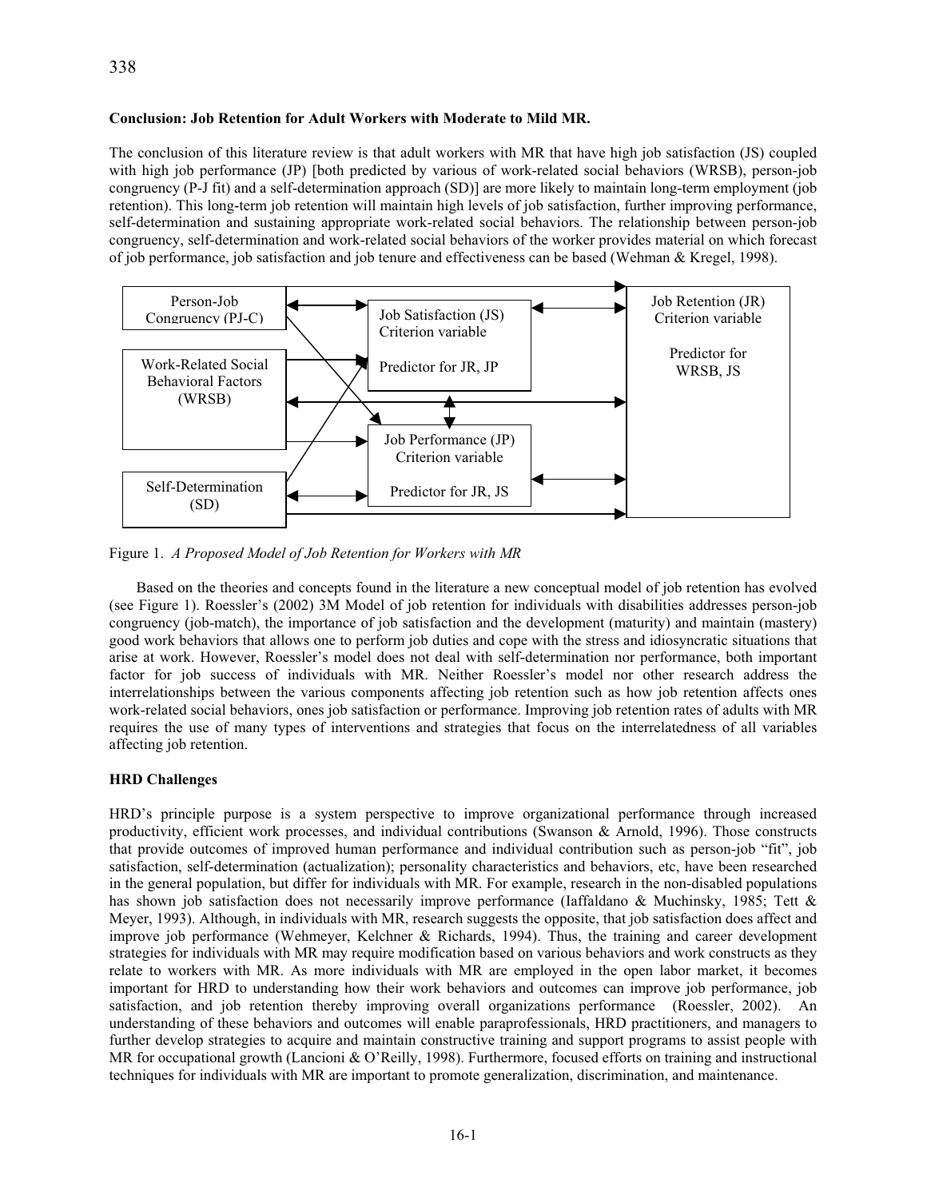**Conclusion: Job Retention for Adult Workers with Moderate to Mild MR.**

The conclusion of this literature review is that adult workers with MR that have high job satisfaction (JS) coupled with high job performance (JP) [both predicted by various of work-related social behaviors (WRSB), person-job congruency (P-J fit) and a self-determination approach (SD)] are more likely to maintain long-term employment (job retention). This long-term job retention will maintain high levels of job satisfaction, further improving performance, self-determination and sustaining appropriate work-related social behaviors. The relationship between person-job congruency, self-determination and work-related social behaviors of the worker provides material on which forecast of job performance, job satisfaction and job tenure and effectiveness can be based (Wehman & Kregel, 1998).

Person-Job Congruency (PJ-C)

Work-Related Social Behavioral Factors (WRSB)

Self-Determination (SD)

Job Satisfaction (JS) Criterion variable

Predictor for JR, JP

Job Performance (JP) Criterion variable

Predictor for JR, JS

Job Retention (JR) Criterion variable

Predictor for WRSB, JS

Figure 1. *A Proposed Model of Job Retention for Workers with MR*

Based on the theories and concepts found in the literature a new conceptual model of job retention has evolved (see Figure 1). Roessler's (2002) 3M Model of job retention for individuals with disabilities addresses person-job congruency (job-match), the importance of job satisfaction and the development (maturity) and maintain (mastery) good work behaviors that allows one to perform job duties and cope with the stress and idiosyncratic situations that arise at work. However, Roessler's model does not deal with self-determination nor performance, both important factor for job success of individuals with MR. Neither Roessler's model nor other research address the interrelationships between the various components affecting job retention such as how job retention affects ones work-related social behaviors, ones job satisfaction or performance. Improving job retention rates of adults with MR requires the use of many types of interventions and strategies that focus on the interrelatedness of all variables affecting job retention.

**HRD Challenges**

HRD's principle purpose is a system perspective to improve organizational performance through increased productivity, efficient work processes, and individual contributions (Swanson & Arnold, 1996). Those constructs that provide outcomes of improved human performance and individual contribution such as person-job "fit", job satisfaction, self-determination (actualization); personality characteristics and behaviors, etc, have been researched in the general population, but differ for individuals with MR. For example, research in the non-disabled populations has shown job satisfaction does not necessarily improve performance (Iaffaldano & Muchinsky, 1985; Tett & Meyer, 1993). Although, in individuals with MR, research suggests the opposite, that job satisfaction does affect and improve job performance (Wehmeyer, Kelchner & Richards, 1994). Thus, the training and career development strategies for individuals with MR may require modification based on various behaviors and work constructs as they relate to workers with MR. As more individuals with MR are employed in the open labor market, it becomes important for HRD to understanding how their work behaviors and outcomes can improve job performance, job satisfaction, and job retention thereby improving overall organizations performance (Roessler, 2002). An understanding of these behaviors and outcomes will enable paraprofessionals, HRD practitioners, and managers to further develop strategies to acquire and maintain constructive training and support programs to assist people with MR for occupational growth (Lancioni & O'Reilly, 1998). Furthermore, focused efforts on training and instructional techniques for individuals with MR are important to promote generalization, discrimination, and maintenance.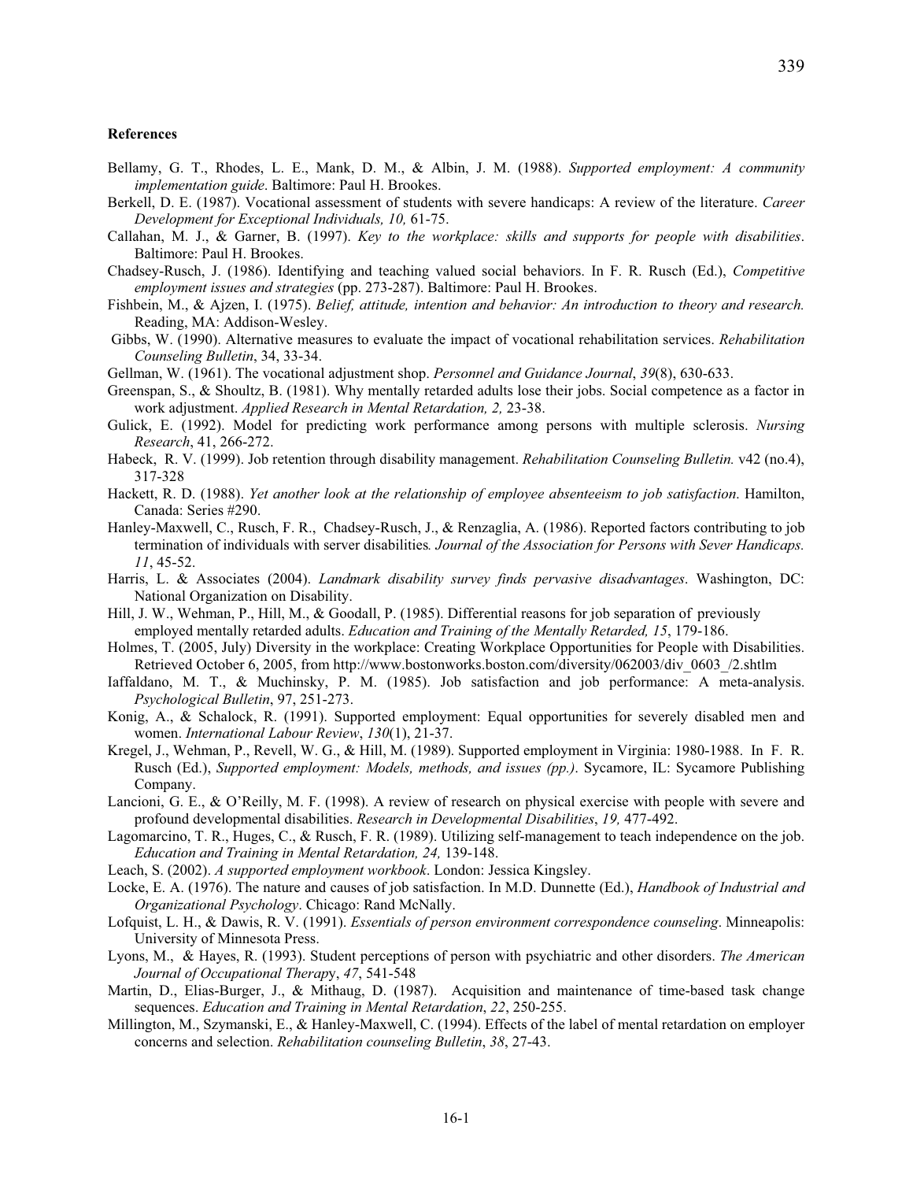**References**

Bellamy, G. T., Rhodes, L. E., Mank, D. M., & Albin, J. M. (1988). *Supported employment: A community implementation guide*. Baltimore: Paul H. Brookes.

Berkell, D. E. (1987). Vocational assessment of students with severe handicaps: A review of the literature. *Career Development for Exceptional Individuals, 10,* 61-75.

Callahan, M. J., & Garner, B. (1997). *Key to the workplace: skills and supports for people with disabilities*. Baltimore: Paul H. Brookes.

Chadsey-Rusch, J. (1986). Identifying and teaching valued social behaviors. In F. R. Rusch (Ed.), *Competitive employment issues and strategies* (pp. 273-287). Baltimore: Paul H. Brookes.

Fishbein, M., & Ajzen, I. (1975). *Belief, attitude, intention and behavior: An introduction to theory and research.* Reading, MA: Addison-Wesley.

Gibbs, W. (1990). Alternative measures to evaluate the impact of vocational rehabilitation services. *Rehabilitation Counseling Bulletin*, 34, 33-34.

Gellman, W. (1961). The vocational adjustment shop. *Personnel and Guidance Journal*, *39*(8), 630-633.

Greenspan, S., & Shoultz, B. (1981). Why mentally retarded adults lose their jobs. Social competence as a factor in work adjustment. *Applied Research in Mental Retardation, 2,* 23-38.

Gulick, E. (1992). Model for predicting work performance among persons with multiple sclerosis. *Nursing Research*, 41, 266-272.

Habeck, R. V. (1999). Job retention through disability management. *Rehabilitation Counseling Bulletin.* v42 (no.4), 317-328

Hackett, R. D. (1988). *Yet another look at the relationship of employee absenteeism to job satisfaction*. Hamilton, Canada: Series #290.

Hanley-Maxwell, C., Rusch, F. R., Chadsey-Rusch, J., & Renzaglia, A. (1986). Reported factors contributing to job termination of individuals with server disabilities*. Journal of the Association for Persons with Sever Handicaps. 11*, 45-52.

Harris, L. & Associates (2004). *Landmark disability survey finds pervasive disadvantages*. Washington, DC: National Organization on Disability.

Hill, J. W., Wehman, P., Hill, M., & Goodall, P. (1985). Differential reasons for job separation of previously employed mentally retarded adults. *Education and Training of the Mentally Retarded, 15*, 179-186.

Holmes, T. (2005, July) Diversity in the workplace: Creating Workplace Opportunities for People with Disabilities. Retrieved October 6, 2005, from http://www.bostonworks.boston.com/diversity/062003/div_0603_/2.shtlm

Iaffaldano, M. T., & Muchinsky, P. M. (1985). Job satisfaction and job performance: A meta-analysis. *Psychological Bulletin*, 97, 251-273.

Konig, A., & Schalock, R. (1991). Supported employment: Equal opportunities for severely disabled men and women. *International Labour Review*, *130*(1), 21-37.

Kregel, J., Wehman, P., Revell, W. G., & Hill, M. (1989). Supported employment in Virginia: 1980-1988. In F. R. Rusch (Ed.), *Supported employment: Models, methods, and issues (pp.)*. Sycamore, IL: Sycamore Publishing Company.

Lancioni, G. E., & O'Reilly, M. F. (1998). A review of research on physical exercise with people with severe and profound developmental disabilities. *Research in Developmental Disabilities*, *19,* 477-492.

Lagomarcino, T. R., Huges, C., & Rusch, F. R. (1989). Utilizing self-management to teach independence on the job. *Education and Training in Mental Retardation, 24,* 139-148.

Leach, S. (2002). *A supported employment workbook*. London: Jessica Kingsley.

Locke, E. A. (1976). The nature and causes of job satisfaction. In M.D. Dunnette (Ed.), *Handbook of Industrial and Organizational Psychology*. Chicago: Rand McNally.

Lofquist, L. H., & Dawis, R. V. (1991). *Essentials of person environment correspondence counseling*. Minneapolis: University of Minnesota Press.

Lyons, M., & Hayes, R. (1993). Student perceptions of person with psychiatric and other disorders. *The American Journal of Occupational Therapy*, *47*, 541-548

Martin, D., Elias-Burger, J., & Mithaug, D. (1987). Acquisition and maintenance of time-based task change sequences. *Education and Training in Mental Retardation*, *22*, 250-255.

Millington, M., Szymanski, E., & Hanley-Maxwell, C. (1994). Effects of the label of mental retardation on employer concerns and selection. *Rehabilitation counseling Bulletin*, *38*, 27-43.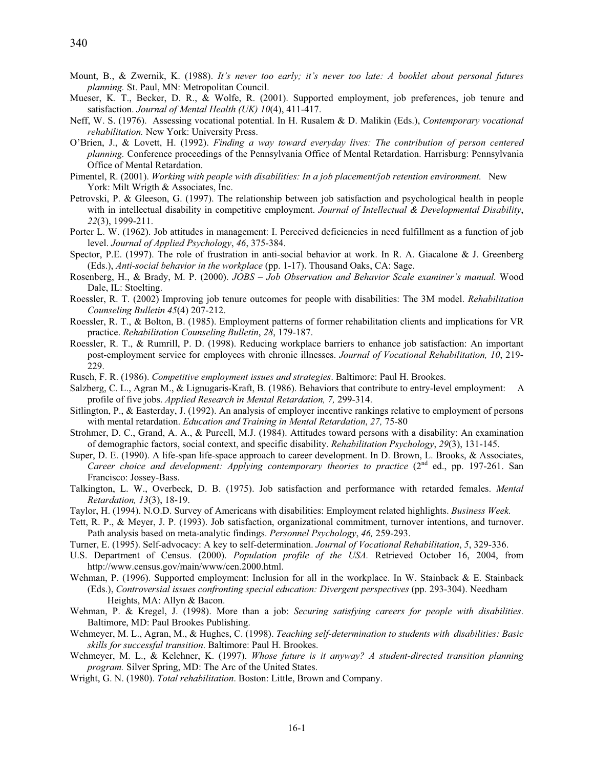Mount, B., & Zwernik, K. (1988). *It's never too early; it's never too late: A booklet about personal futures planning.* St. Paul, MN: Metropolitan Council.

Mueser, K. T., Becker, D. R., & Wolfe, R. (2001). Supported employment, job preferences, job tenure and satisfaction. *Journal of Mental Health (UK) 10*(4), 411-417.

Neff, W. S. (1976). Assessing vocational potential. In H. Rusalem & D. Malikin (Eds.), *Contemporary vocational rehabilitation.* New York: University Press.

O'Brien, J., & Lovett, H. (1992). *Finding a way toward everyday lives: The contribution of person centered planning.* Conference proceedings of the Pennsylvania Office of Mental Retardation. Harrisburg: Pennsylvania Office of Mental Retardation.

Pimentel, R. (2001). *Working with people with disabilities: In a job placement/job retention environment.* New York: Milt Wrigth & Associates, Inc.

Petrovski, P. & Gleeson, G. (1997). The relationship between job satisfaction and psychological health in people with in intellectual disability in competitive employment. *Journal of Intellectual & Developmental Disability*, *22*(3), 1999-211.

Porter L. W. (1962). Job attitudes in management: I. Perceived deficiencies in need fulfillment as a function of job level. *Journal of Applied Psychology*, *46*, 375-384.

Spector, P.E. (1997). The role of frustration in anti-social behavior at work. In R. A. Giacalone & J. Greenberg (Eds.), *Anti-social behavior in the workplace* (pp. 1-17). Thousand Oaks, CA: Sage.

Rosenberg, H., & Brady, M. P. (2000). *JOBS – Job Observation and Behavior Scale examiner's manual*. Wood Dale, IL: Stoelting.

Roessler, R. T. (2002) Improving job tenure outcomes for people with disabilities: The 3M model. *Rehabilitation Counseling Bulletin 45*(4) 207-212.

Roessler, R. T., & Bolton, B. (1985). Employment patterns of former rehabilitation clients and implications for VR practice. *Rehabilitation Counseling Bulletin*, *28*, 179-187.

Roessler, R. T., & Rumrill, P. D. (1998). Reducing workplace barriers to enhance job satisfaction: An important post-employment service for employees with chronic illnesses. *Journal of Vocational Rehabilitation, 10*, 219-229.

Rusch, F. R. (1986). *Competitive employment issues and strategies*. Baltimore: Paul H. Brookes.

Salzberg, C. L., Agran M., & Lignugaris-Kraft, B. (1986). Behaviors that contribute to entry-level employment: A profile of five jobs. *Applied Research in Mental Retardation, 7,* 299-314.

Sitlington, P., & Easterday, J. (1992). An analysis of employer incentive rankings relative to employment of persons with mental retardation. *Education and Training in Mental Retardation*, *27,* 75-80

Strohmer, D. C., Grand, A. A., & Purcell, M.J. (1984). Attitudes toward persons with a disability: An examination of demographic factors, social context, and specific disability. *Rehabilitation Psychology*, *29*(3), 131-145.

Super, D. E. (1990). A life-span life-space approach to career development. In D. Brown, L. Brooks, & Associates, *Career choice and development: Applying contemporary theories to practice* (2nd ed., pp. 197-261. San Francisco: Jossey-Bass.

Talkington, L. W., Overbeck, D. B. (1975). Job satisfaction and performance with retarded females. *Mental Retardation, 13*(3), 18-19.

Taylor, H. (1994). N.O.D. Survey of Americans with disabilities: Employment related highlights. *Business Week.*

Tett, R. P., & Meyer, J. P. (1993). Job satisfaction, organizational commitment, turnover intentions, and turnover. Path analysis based on meta-analytic findings. *Personnel Psychology*, *46,* 259-293.

Turner, E. (1995). Self-advocacy: A key to self-determination. *Journal of Vocational Rehabilitation*, *5*, 329-336.

U.S. Department of Census. (2000). *Population profile of the USA.* Retrieved October 16, 2004, from http://www.census.gov/main/www/cen.2000.html.

Wehman, P. (1996). Supported employment: Inclusion for all in the workplace. In W. Stainback & E. Stainback (Eds.), *Controversial issues confronting special education: Divergent perspectives* (pp. 293-304). Needham Heights, MA: Allyn & Bacon.

Wehman, P. & Kregel, J. (1998). More than a job: *Securing satisfying careers for people with disabilities*. Baltimore, MD: Paul Brookes Publishing.

Wehmeyer, M. L., Agran, M., & Hughes, C. (1998). *Teaching self-determination to students with disabilities: Basic skills for successful transition*. Baltimore: Paul H. Brookes.

Wehmeyer, M. L., & Kelchner, K. (1997). *Whose future is it anyway? A student-directed transition planning program.* Silver Spring, MD: The Arc of the United States.

Wright, G. N. (1980). *Total rehabilitation*. Boston: Little, Brown and Company.